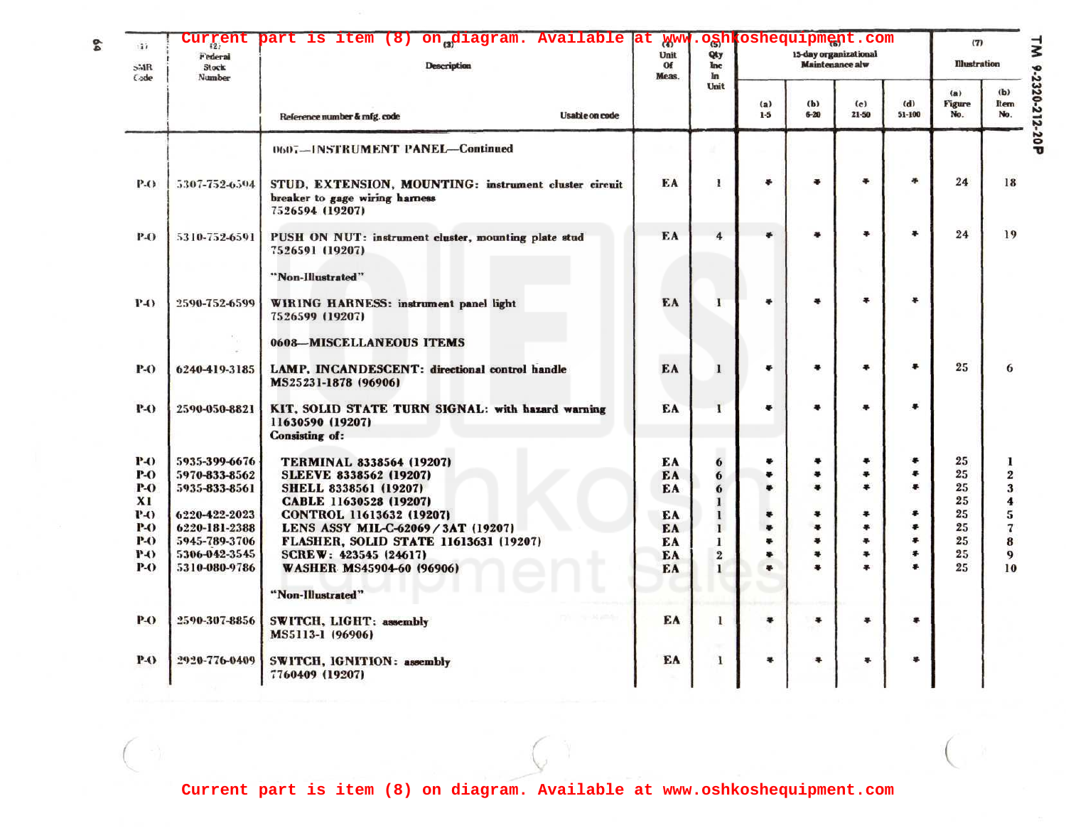Current part is item (8) on diagram. Available at www.oshkoshequipment.com

| (1) SMR Code | (2) Federal Stock Number | (3) Description — Reference number & mfg. code — Usable on code | (4) Unit Of Meas. | (5) Qty Inc In Unit | (6) 15-day organizational Maintenance alw (a) 1-5 | (b) 6-20 | (c) 21-50 | (d) 51-100 | (7) Illustration (a) Figure No. | (b) Item No. |
|---|---|---|---|---|---|---|---|---|---|---|
| | | 0607—INSTRUMENT PANEL—Continued | | | | | | | | |
| P-O | 5307-752-6594 | STUD, EXTENSION, MOUNTING: instrument cluster circuit breaker to gage wiring harness 7526594 (19207) | EA | 1 | * | * | * | * | 24 | 18 |
| P-O | 5310-752-6591 | PUSH ON NUT: instrument cluster, mounting plate stud 7526591 (19207) | EA | 4 | * | * | * | * | 24 | 19 |
| | | "Non-Illustrated" | | | | | | | | |
| P-O | 2590-752-6599 | WIRING HARNESS: instrument panel light 7526599 (19207) | EA | 1 | * | * | * | * | | |
| | | 0608—MISCELLANEOUS ITEMS | | | | | | | | |
| P-O | 6240-419-3185 | LAMP, INCANDESCENT: directional control handle MS25231-1878 (96906) | EA | 1 | * | * | * | * | 25 | 6 |
| P-O | 2590-050-8821 | KIT, SOLID STATE TURN SIGNAL: with hazard warning 11630590 (19207) Consisting of: | EA | 1 | * | * | * | * | | |
| P-O | 5935-399-6676 | TERMINAL 8338564 (19207) | EA | 6 | * | * | * | * | 25 | 1 |
| P-O | 5970-833-8562 | SLEEVE 8338562 (19207) | EA | 6 | * | * | * | * | 25 | 2 |
| P-O | 5935-833-8561 | SHELL 8338561 (19207) | EA | 6 | * | * | * | * | 25 | 3 |
| X1 | | CABLE 11630528 (19207) | | 1 | | | | | 25 | 4 |
| P-O | 6220-422-2023 | CONTROL 11613632 (19207) | EA | 1 | * | * | * | * | 25 | 5 |
| P-O | 6220-181-2388 | LENS ASSY MIL-C-62069/3AT (19207) | EA | 1 | * | * | * | * | 25 | 7 |
| P-O | 5945-789-3706 | FLASHER, SOLID STATE 11613631 (19207) | EA | 1 | * | * | * | * | 25 | 8 |
| P-O | 5306-042-3545 | SCREW: 423545 (24617) | EA | 2 | * | * | * | * | 25 | 9 |
| P-O | 5310-080-9786 | WASHER MS45904-60 (96906) | EA | 1 | * | * | * | * | 25 | 10 |
| | | "Non-Illustrated" | | | | | | | | |
| P-O | 2590-307-8856 | SWITCH, LIGHT: assembly MS5113-1 (96906) | EA | 1 | * | * | * | * | | |
| P-O | 2920-776-0409 | SWITCH, IGNITION: assembly 7760409 (19207) | EA | 1 | * | * | * | * | | |

Current part is item (8) on diagram. Available at www.oshkoshequipment.com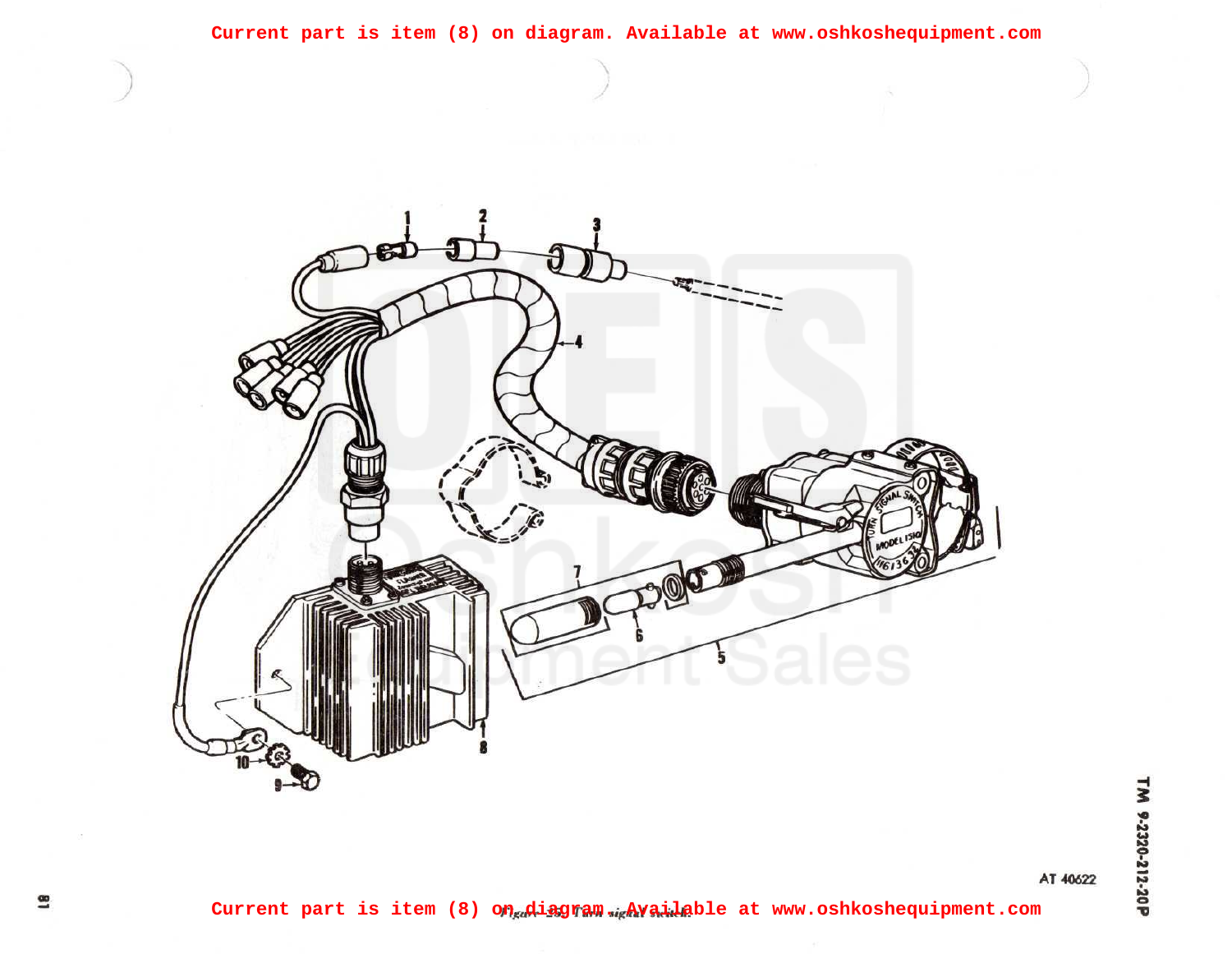Current part is item (8) on diagram. Available at www.oshkoshequipment.com

1
2
3
4
5
6
7
8
9
10

TURN SIGNAL SWITCH
MODEL 1510
116136

AT 40622

Figure 18. Turn signal switch.

Current part is item (8) on diagram. Available at www.oshkoshequipment.com